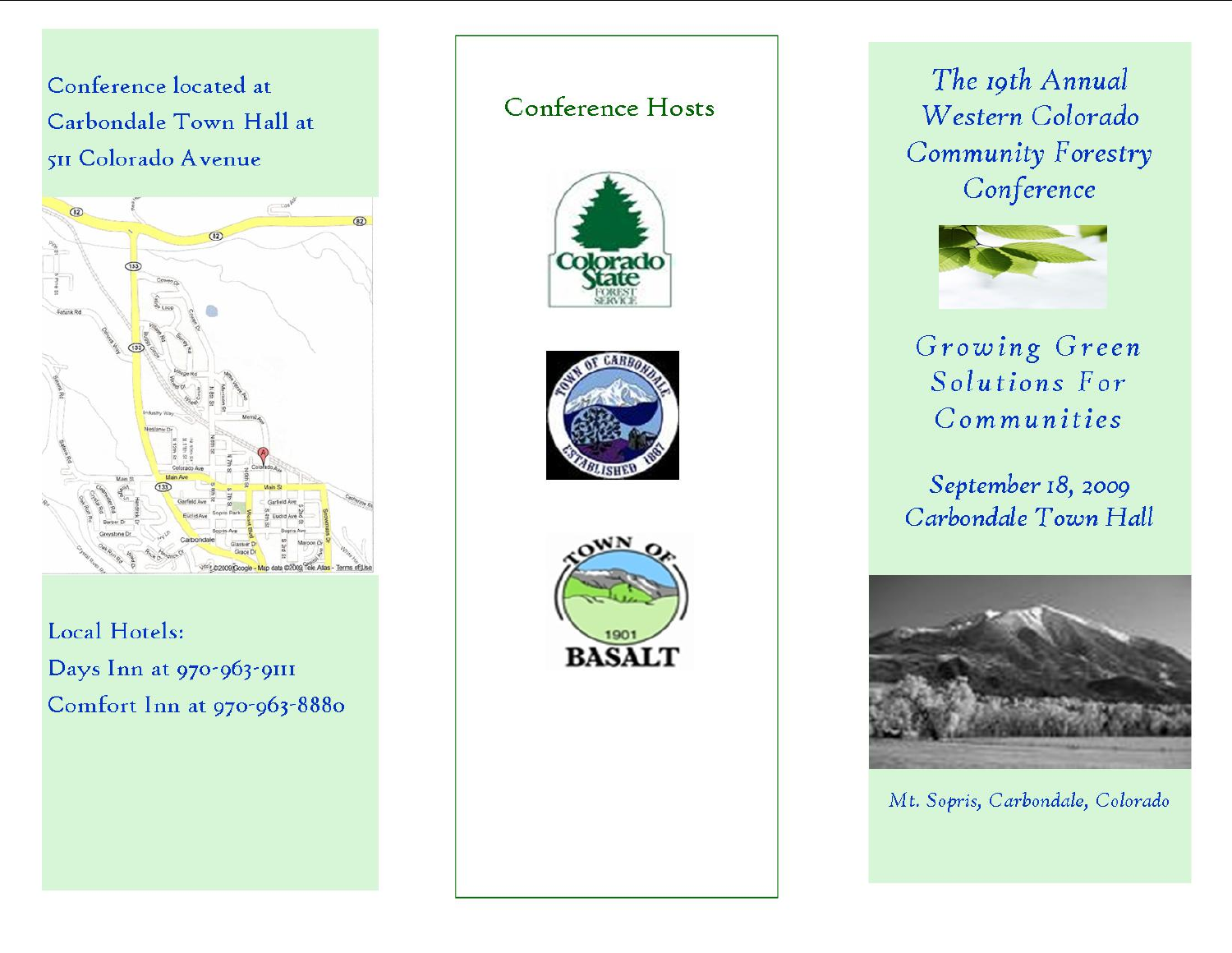Conference located at Carbondale Town Hall at 511 Colorado Avenue

Local Hotels:

Days Inn at 970-963-9111

Comfort Inn at 970-963-8880

## Conference Hosts

# The 19th Annual Western Colorado Community Forestry Conference

## Growing Green Solutions For Communities

*September 18, 2009*
*Carbondale Town Hall*

*Mt. Sopris, Carbondale, Colorado*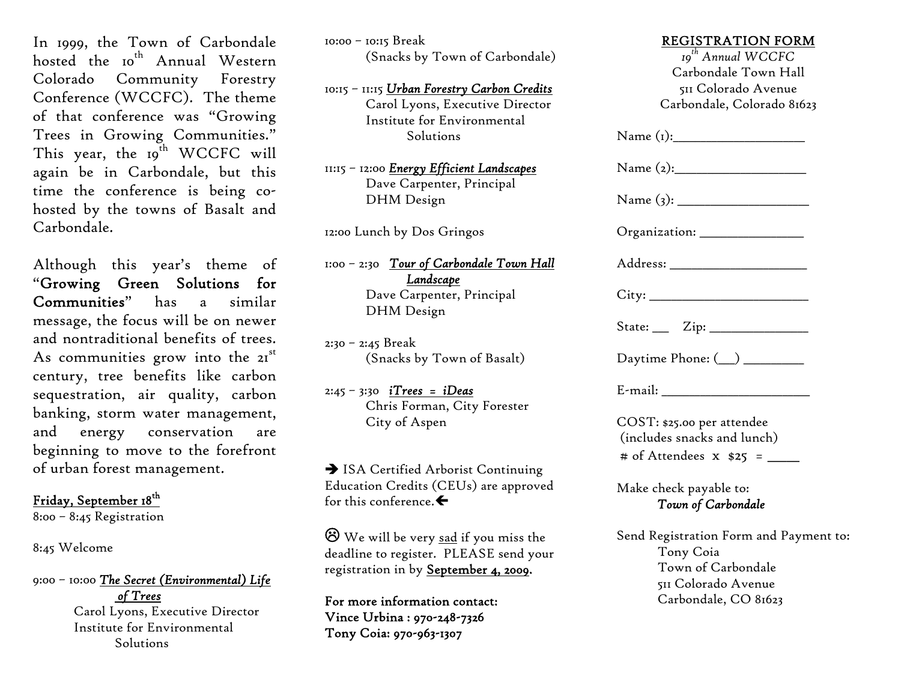In 1999, the Town of Carbondale hosted the 10th Annual Western Colorado Community Forestry Conference (WCCFC). The theme of that conference was "Growing Trees in Growing Communities." This year, the 19th WCCFC will again be in Carbondale, but this time the conference is being co-hosted by the towns of Basalt and Carbondale.

Although this year's theme of "**Growing Green Solutions for Communities**" has a similar message, the focus will be on newer and nontraditional benefits of trees. As communities grow into the 21st century, tree benefits like carbon sequestration, air quality, carbon banking, storm water management, and energy conservation are beginning to move to the forefront of urban forest management.

**Friday, September 18th**

8:00 – 8:45 Registration

8:45 Welcome

9:00 – 10:00 ***The Secret (Environmental) Life of Trees***
Carol Lyons, Executive Director
Institute for Environmental Solutions

10:00 – 10:15 Break
(Snacks by Town of Carbondale)

10:15 – 11:15 ***Urban Forestry Carbon Credits***
Carol Lyons, Executive Director
Institute for Environmental Solutions

11:15 – 12:00 ***Energy Efficient Landscapes***
Dave Carpenter, Principal
DHM Design

12:00 Lunch by Dos Gringos

1:00 – 2:30 ***Tour of Carbondale Town Hall Landscape***
Dave Carpenter, Principal
DHM Design

2:30 – 2:45 Break
(Snacks by Town of Basalt)

2:45 – 3:30 ***iTrees = iDeas***
Chris Forman, City Forester
City of Aspen

➔ ISA Certified Arborist Continuing Education Credits (CEUs) are approved for this conference.🡐

☹ We will be very sad if you miss the deadline to register. PLEASE send your registration in by **September 4, 2009**.

**For more information contact:**
**Vince Urbina : 970-248-7326**
**Tony Coia: 970-963-1307**

## REGISTRATION FORM

*19th Annual WCCFC*
Carbondale Town Hall
511 Colorado Avenue
Carbondale, Colorado 81623

Name (1):_________________

Name (2):_________________

Name (3): _________________

Organization: ______________

Address: __________________

City: _____________________

State: __ Zip: _____________

Daytime Phone: (__) ________

E-mail: ____________________

COST: $25.00 per attendee
(includes snacks and lunch)
# of Attendees x $25 = _____

Make check payable to:
***Town of Carbondale***

Send Registration Form and Payment to:
Tony Coia
Town of Carbondale
511 Colorado Avenue
Carbondale, CO 81623